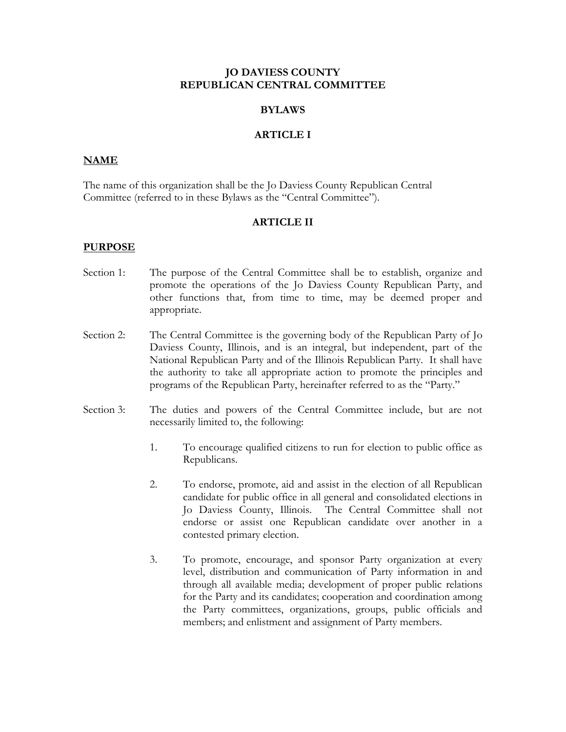# JO DAVIESS COUNTY
# REPUBLICAN CENTRAL COMMITTEE

## BYLAWS

## ARTICLE I

### NAME

The name of this organization shall be the Jo Daviess County Republican Central Committee (referred to in these Bylaws as the "Central Committee").

## ARTICLE II

### PURPOSE

Section 1: The purpose of the Central Committee shall be to establish, organize and promote the operations of the Jo Daviess County Republican Party, and other functions that, from time to time, may be deemed proper and appropriate.

Section 2: The Central Committee is the governing body of the Republican Party of Jo Daviess County, Illinois, and is an integral, but independent, part of the National Republican Party and of the Illinois Republican Party. It shall have the authority to take all appropriate action to promote the principles and programs of the Republican Party, hereinafter referred to as the "Party."

Section 3: The duties and powers of the Central Committee include, but are not necessarily limited to, the following:

1. To encourage qualified citizens to run for election to public office as Republicans.

2. To endorse, promote, aid and assist in the election of all Republican candidate for public office in all general and consolidated elections in Jo Daviess County, Illinois. The Central Committee shall not endorse or assist one Republican candidate over another in a contested primary election.

3. To promote, encourage, and sponsor Party organization at every level, distribution and communication of Party information in and through all available media; development of proper public relations for the Party and its candidates; cooperation and coordination among the Party committees, organizations, groups, public officials and members; and enlistment and assignment of Party members.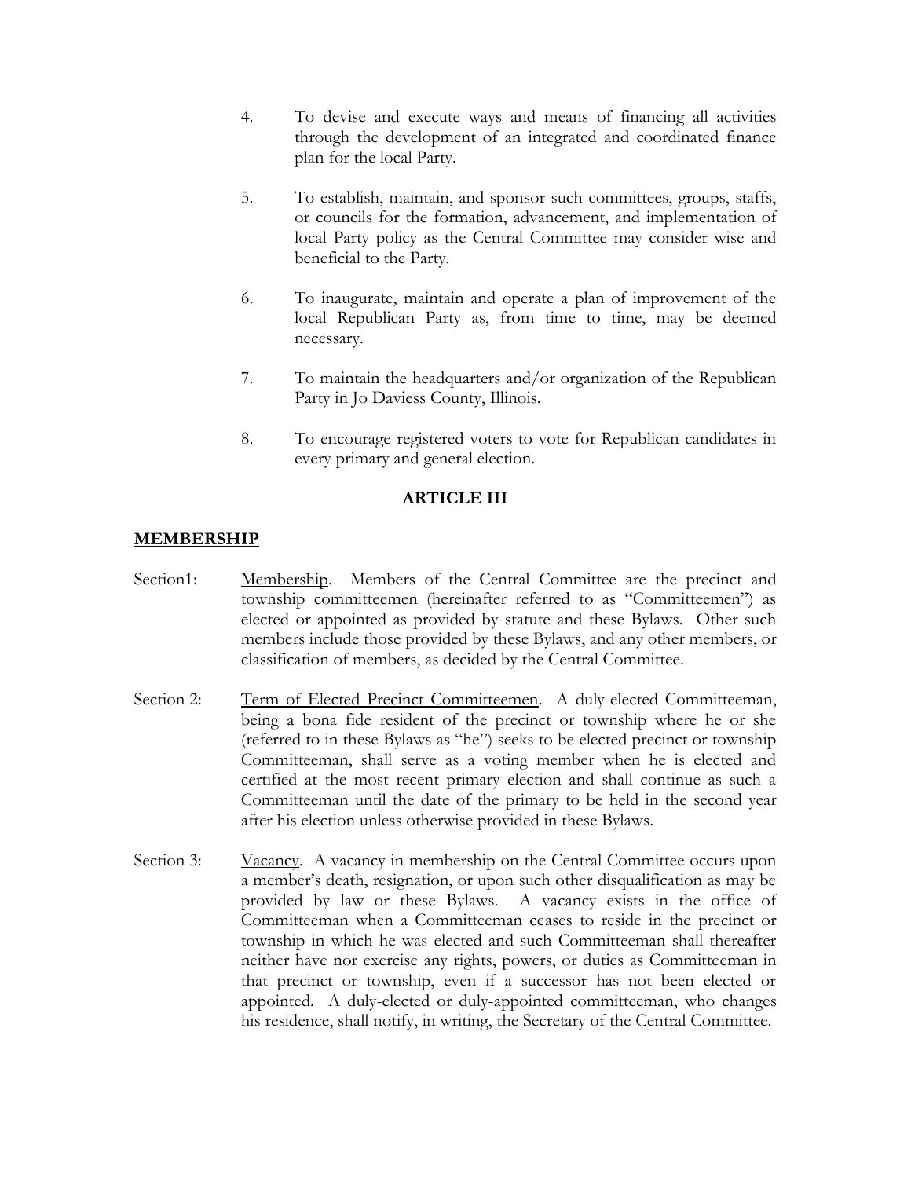4. To devise and execute ways and means of financing all activities through the development of an integrated and coordinated finance plan for the local Party.

5. To establish, maintain, and sponsor such committees, groups, staffs, or councils for the formation, advancement, and implementation of local Party policy as the Central Committee may consider wise and beneficial to the Party.

6. To inaugurate, maintain and operate a plan of improvement of the local Republican Party as, from time to time, may be deemed necessary.

7. To maintain the headquarters and/or organization of the Republican Party in Jo Daviess County, Illinois.

8. To encourage registered voters to vote for Republican candidates in every primary and general election.

## ARTICLE III

### MEMBERSHIP

Section1: Membership. Members of the Central Committee are the precinct and township committeemen (hereinafter referred to as "Committeemen") as elected or appointed as provided by statute and these Bylaws. Other such members include those provided by these Bylaws, and any other members, or classification of members, as decided by the Central Committee.

Section 2: Term of Elected Precinct Committeemen. A duly-elected Committeeman, being a bona fide resident of the precinct or township where he or she (referred to in these Bylaws as "he") seeks to be elected precinct or township Committeeman, shall serve as a voting member when he is elected and certified at the most recent primary election and shall continue as such a Committeeman until the date of the primary to be held in the second year after his election unless otherwise provided in these Bylaws.

Section 3: Vacancy. A vacancy in membership on the Central Committee occurs upon a member's death, resignation, or upon such other disqualification as may be provided by law or these Bylaws. A vacancy exists in the office of Committeeman when a Committeeman ceases to reside in the precinct or township in which he was elected and such Committeeman shall thereafter neither have nor exercise any rights, powers, or duties as Committeeman in that precinct or township, even if a successor has not been elected or appointed. A duly-elected or duly-appointed committeeman, who changes his residence, shall notify, in writing, the Secretary of the Central Committee.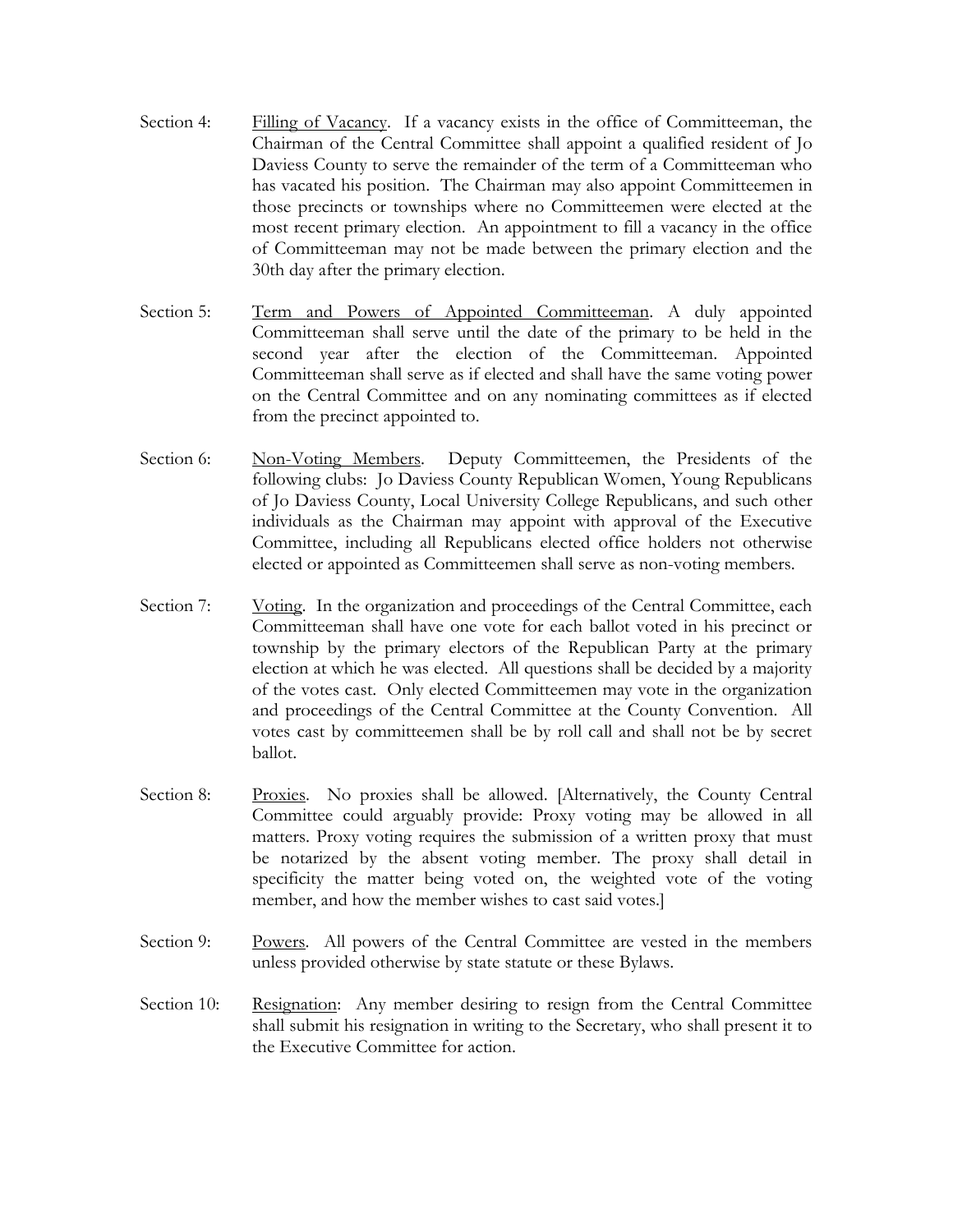Section 4: <u>Filling of Vacancy</u>. If a vacancy exists in the office of Committeeman, the Chairman of the Central Committee shall appoint a qualified resident of Jo Daviess County to serve the remainder of the term of a Committeeman who has vacated his position. The Chairman may also appoint Committeemen in those precincts or townships where no Committeemen were elected at the most recent primary election. An appointment to fill a vacancy in the office of Committeeman may not be made between the primary election and the 30th day after the primary election.

Section 5: <u>Term and Powers of Appointed Committeeman</u>. A duly appointed Committeeman shall serve until the date of the primary to be held in the second year after the election of the Committeeman. Appointed Committeeman shall serve as if elected and shall have the same voting power on the Central Committee and on any nominating committees as if elected from the precinct appointed to.

Section 6: <u>Non-Voting Members</u>. Deputy Committeemen, the Presidents of the following clubs: Jo Daviess County Republican Women, Young Republicans of Jo Daviess County, Local University College Republicans, and such other individuals as the Chairman may appoint with approval of the Executive Committee, including all Republicans elected office holders not otherwise elected or appointed as Committeemen shall serve as non-voting members.

Section 7: <u>Voting</u>. In the organization and proceedings of the Central Committee, each Committeeman shall have one vote for each ballot voted in his precinct or township by the primary electors of the Republican Party at the primary election at which he was elected. All questions shall be decided by a majority of the votes cast. Only elected Committeemen may vote in the organization and proceedings of the Central Committee at the County Convention. All votes cast by committeemen shall be by roll call and shall not be by secret ballot.

Section 8: <u>Proxies</u>. No proxies shall be allowed. [Alternatively, the County Central Committee could arguably provide: Proxy voting may be allowed in all matters. Proxy voting requires the submission of a written proxy that must be notarized by the absent voting member. The proxy shall detail in specificity the matter being voted on, the weighted vote of the voting member, and how the member wishes to cast said votes.]

Section 9: <u>Powers</u>. All powers of the Central Committee are vested in the members unless provided otherwise by state statute or these Bylaws.

Section 10: <u>Resignation</u>: Any member desiring to resign from the Central Committee shall submit his resignation in writing to the Secretary, who shall present it to the Executive Committee for action.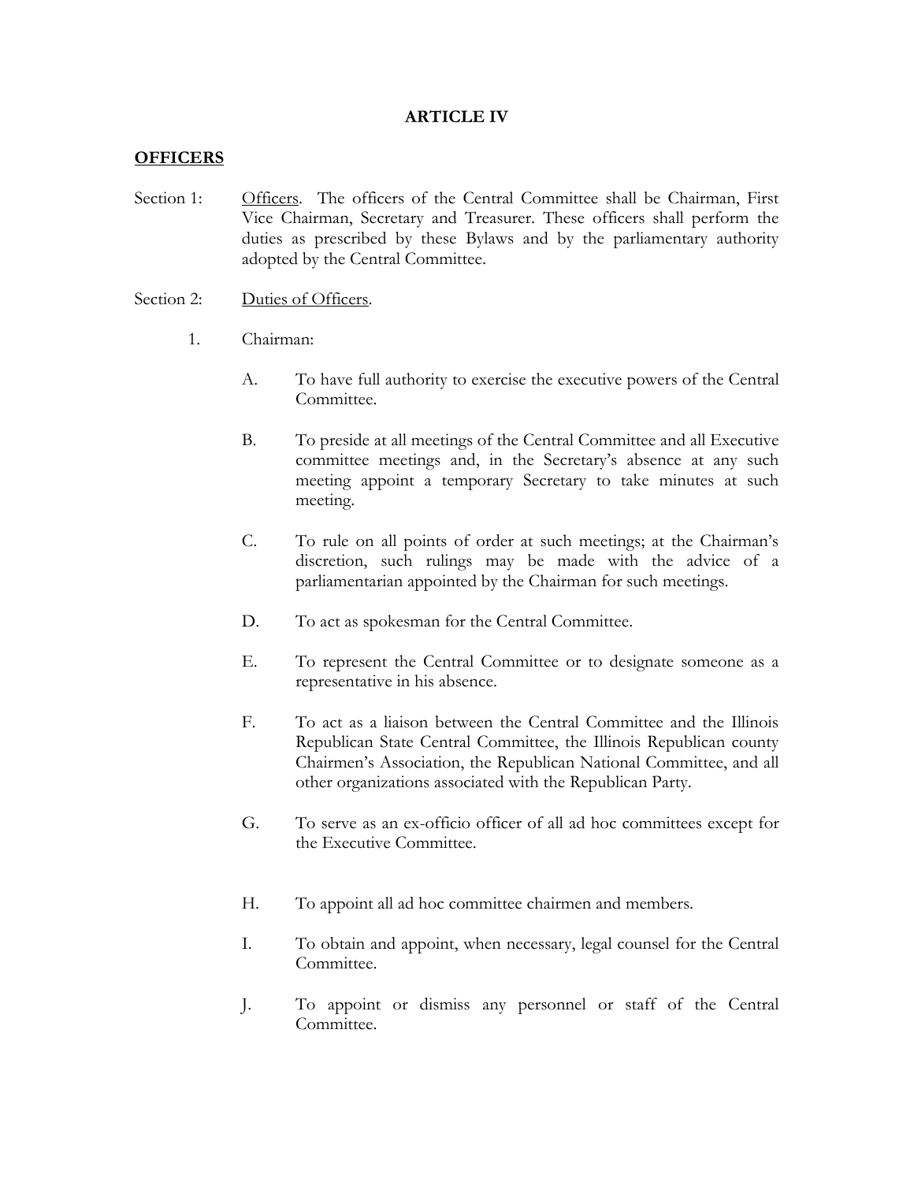# ARTICLE IV

## OFFICERS

Section 1: Officers. The officers of the Central Committee shall be Chairman, First Vice Chairman, Secretary and Treasurer. These officers shall perform the duties as prescribed by these Bylaws and by the parliamentary authority adopted by the Central Committee.

Section 2: Duties of Officers.

1. Chairman:

   A. To have full authority to exercise the executive powers of the Central Committee.

   B. To preside at all meetings of the Central Committee and all Executive committee meetings and, in the Secretary's absence at any such meeting appoint a temporary Secretary to take minutes at such meeting.

   C. To rule on all points of order at such meetings; at the Chairman's discretion, such rulings may be made with the advice of a parliamentarian appointed by the Chairman for such meetings.

   D. To act as spokesman for the Central Committee.

   E. To represent the Central Committee or to designate someone as a representative in his absence.

   F. To act as a liaison between the Central Committee and the Illinois Republican State Central Committee, the Illinois Republican county Chairmen's Association, the Republican National Committee, and all other organizations associated with the Republican Party.

   G. To serve as an ex-officio officer of all ad hoc committees except for the Executive Committee.

   H. To appoint all ad hoc committee chairmen and members.

   I. To obtain and appoint, when necessary, legal counsel for the Central Committee.

   J. To appoint or dismiss any personnel or staff of the Central Committee.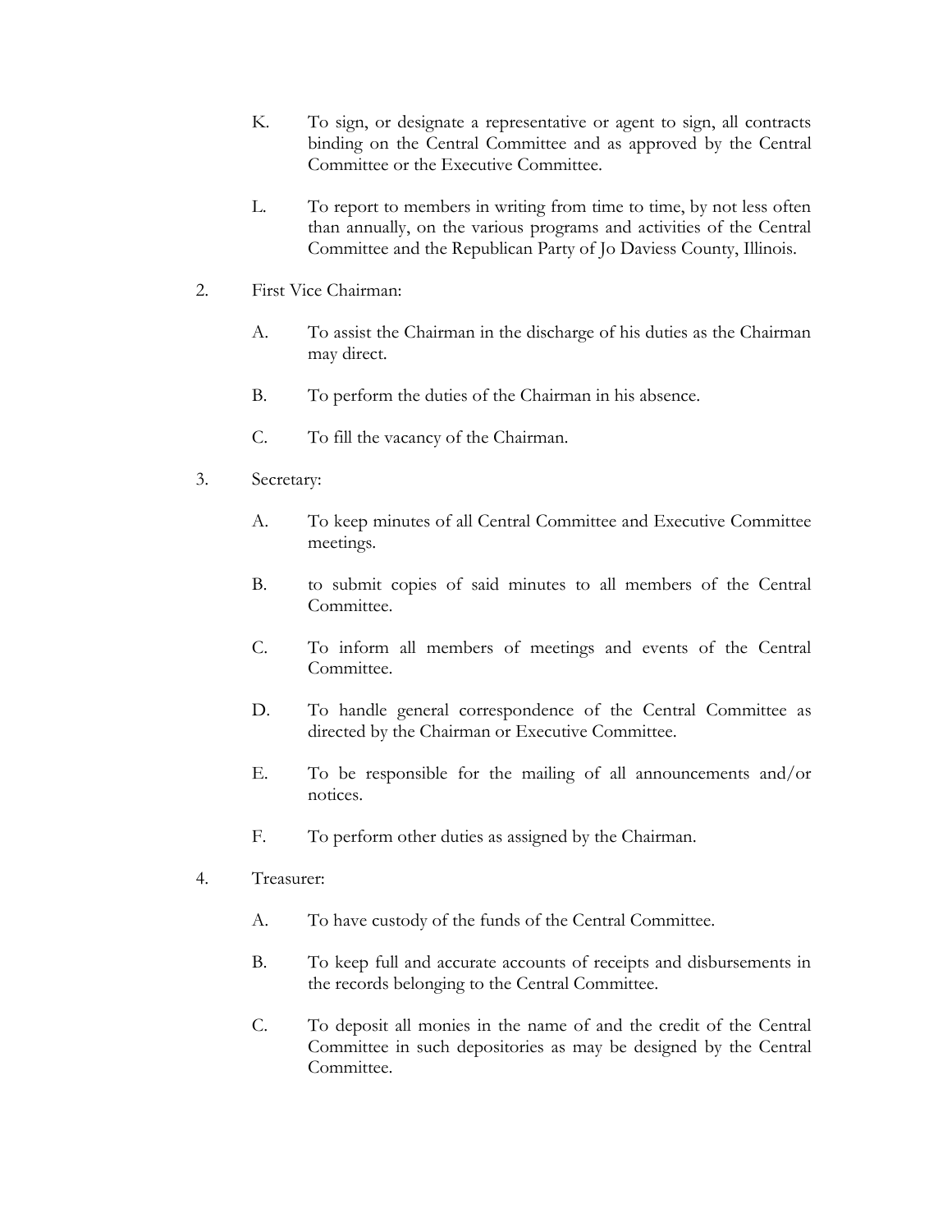K. To sign, or designate a representative or agent to sign, all contracts binding on the Central Committee and as approved by the Central Committee or the Executive Committee.

L. To report to members in writing from time to time, by not less often than annually, on the various programs and activities of the Central Committee and the Republican Party of Jo Daviess County, Illinois.

2. First Vice Chairman:

A. To assist the Chairman in the discharge of his duties as the Chairman may direct.

B. To perform the duties of the Chairman in his absence.

C. To fill the vacancy of the Chairman.

3. Secretary:

A. To keep minutes of all Central Committee and Executive Committee meetings.

B. to submit copies of said minutes to all members of the Central Committee.

C. To inform all members of meetings and events of the Central Committee.

D. To handle general correspondence of the Central Committee as directed by the Chairman or Executive Committee.

E. To be responsible for the mailing of all announcements and/or notices.

F. To perform other duties as assigned by the Chairman.

4. Treasurer:

A. To have custody of the funds of the Central Committee.

B. To keep full and accurate accounts of receipts and disbursements in the records belonging to the Central Committee.

C. To deposit all monies in the name of and the credit of the Central Committee in such depositories as may be designed by the Central Committee.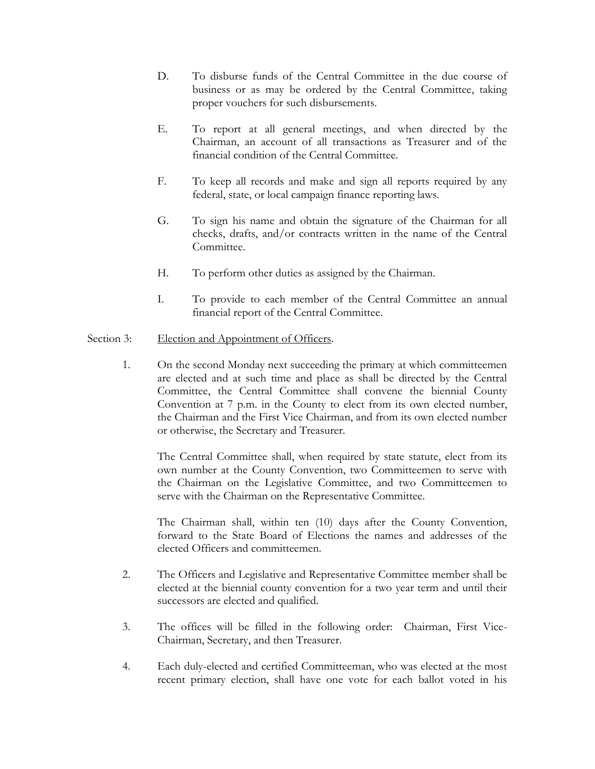D. To disburse funds of the Central Committee in the due course of business or as may be ordered by the Central Committee, taking proper vouchers for such disbursements.

E. To report at all general meetings, and when directed by the Chairman, an account of all transactions as Treasurer and of the financial condition of the Central Committee.

F. To keep all records and make and sign all reports required by any federal, state, or local campaign finance reporting laws.

G. To sign his name and obtain the signature of the Chairman for all checks, drafts, and/or contracts written in the name of the Central Committee.

H. To perform other duties as assigned by the Chairman.

I. To provide to each member of the Central Committee an annual financial report of the Central Committee.

Section 3: <u>Election and Appointment of Officers</u>.

1. On the second Monday next succeeding the primary at which committeemen are elected and at such time and place as shall be directed by the Central Committee, the Central Committee shall convene the biennial County Convention at 7 p.m. in the County to elect from its own elected number, the Chairman and the First Vice Chairman, and from its own elected number or otherwise, the Secretary and Treasurer.

   The Central Committee shall, when required by state statute, elect from its own number at the County Convention, two Committeemen to serve with the Chairman on the Legislative Committee, and two Committeemen to serve with the Chairman on the Representative Committee.

   The Chairman shall, within ten (10) days after the County Convention, forward to the State Board of Elections the names and addresses of the elected Officers and committeemen.

2. The Officers and Legislative and Representative Committee member shall be elected at the biennial county convention for a two year term and until their successors are elected and qualified.

3. The offices will be filled in the following order: Chairman, First Vice-Chairman, Secretary, and then Treasurer.

4. Each duly-elected and certified Committeeman, who was elected at the most recent primary election, shall have one vote for each ballot voted in his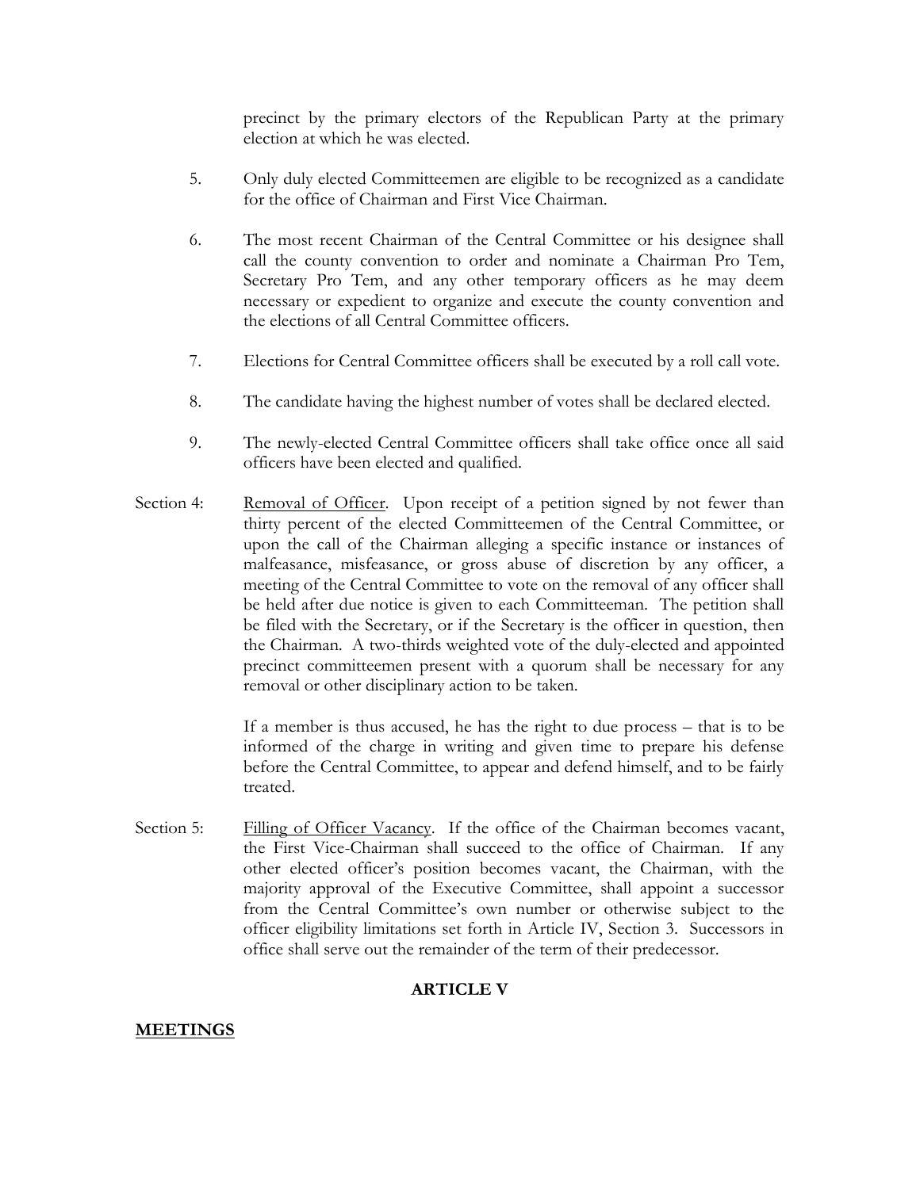precinct by the primary electors of the Republican Party at the primary election at which he was elected.

5. Only duly elected Committeemen are eligible to be recognized as a candidate for the office of Chairman and First Vice Chairman.

6. The most recent Chairman of the Central Committee or his designee shall call the county convention to order and nominate a Chairman Pro Tem, Secretary Pro Tem, and any other temporary officers as he may deem necessary or expedient to organize and execute the county convention and the elections of all Central Committee officers.

7. Elections for Central Committee officers shall be executed by a roll call vote.

8. The candidate having the highest number of votes shall be declared elected.

9. The newly-elected Central Committee officers shall take office once all said officers have been elected and qualified.

Section 4: Removal of Officer. Upon receipt of a petition signed by not fewer than thirty percent of the elected Committeemen of the Central Committee, or upon the call of the Chairman alleging a specific instance or instances of malfeasance, misfeasance, or gross abuse of discretion by any officer, a meeting of the Central Committee to vote on the removal of any officer shall be held after due notice is given to each Committeeman. The petition shall be filed with the Secretary, or if the Secretary is the officer in question, then the Chairman. A two-thirds weighted vote of the duly-elected and appointed precinct committeemen present with a quorum shall be necessary for any removal or other disciplinary action to be taken.

If a member is thus accused, he has the right to due process – that is to be informed of the charge in writing and given time to prepare his defense before the Central Committee, to appear and defend himself, and to be fairly treated.

Section 5: Filling of Officer Vacancy. If the office of the Chairman becomes vacant, the First Vice-Chairman shall succeed to the office of Chairman. If any other elected officer's position becomes vacant, the Chairman, with the majority approval of the Executive Committee, shall appoint a successor from the Central Committee's own number or otherwise subject to the officer eligibility limitations set forth in Article IV, Section 3. Successors in office shall serve out the remainder of the term of their predecessor.

## ARTICLE V

## MEETINGS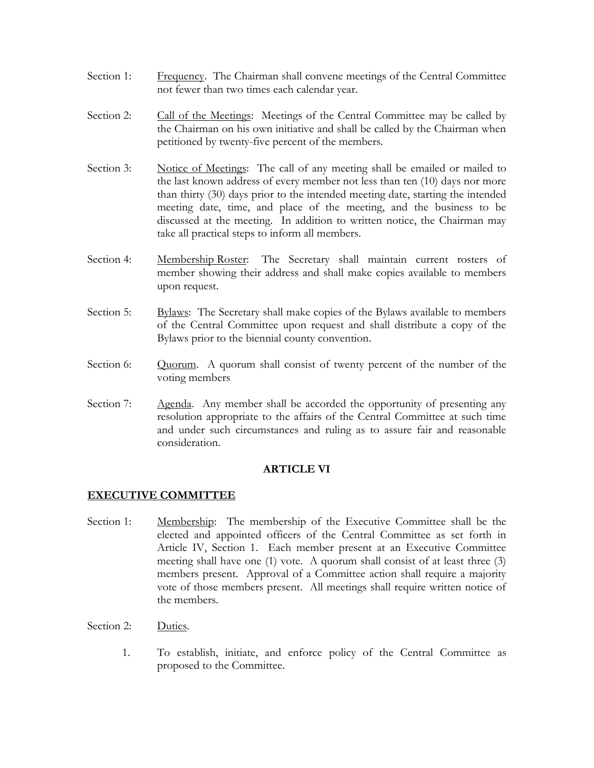Section 1: <u>Frequency</u>. The Chairman shall convene meetings of the Central Committee not fewer than two times each calendar year.

Section 2: <u>Call of the Meetings</u>: Meetings of the Central Committee may be called by the Chairman on his own initiative and shall be called by the Chairman when petitioned by twenty-five percent of the members.

Section 3: <u>Notice of Meetings</u>: The call of any meeting shall be emailed or mailed to the last known address of every member not less than ten (10) days nor more than thirty (30) days prior to the intended meeting date, starting the intended meeting date, time, and place of the meeting, and the business to be discussed at the meeting. In addition to written notice, the Chairman may take all practical steps to inform all members.

Section 4: <u>Membership Roster</u>: The Secretary shall maintain current rosters of member showing their address and shall make copies available to members upon request.

Section 5: <u>Bylaws</u>: The Secretary shall make copies of the Bylaws available to members of the Central Committee upon request and shall distribute a copy of the Bylaws prior to the biennial county convention.

Section 6: <u>Quorum</u>. A quorum shall consist of twenty percent of the number of the voting members

Section 7: <u>Agenda</u>. Any member shall be accorded the opportunity of presenting any resolution appropriate to the affairs of the Central Committee at such time and under such circumstances and ruling as to assure fair and reasonable consideration.

## ARTICLE VI

## <u>EXECUTIVE COMMITTEE</u>

Section 1: <u>Membership</u>: The membership of the Executive Committee shall be the elected and appointed officers of the Central Committee as set forth in Article IV, Section 1. Each member present at an Executive Committee meeting shall have one (1) vote. A quorum shall consist of at least three (3) members present. Approval of a Committee action shall require a majority vote of those members present. All meetings shall require written notice of the members.

Section 2: <u>Duties</u>.

1. To establish, initiate, and enforce policy of the Central Committee as proposed to the Committee.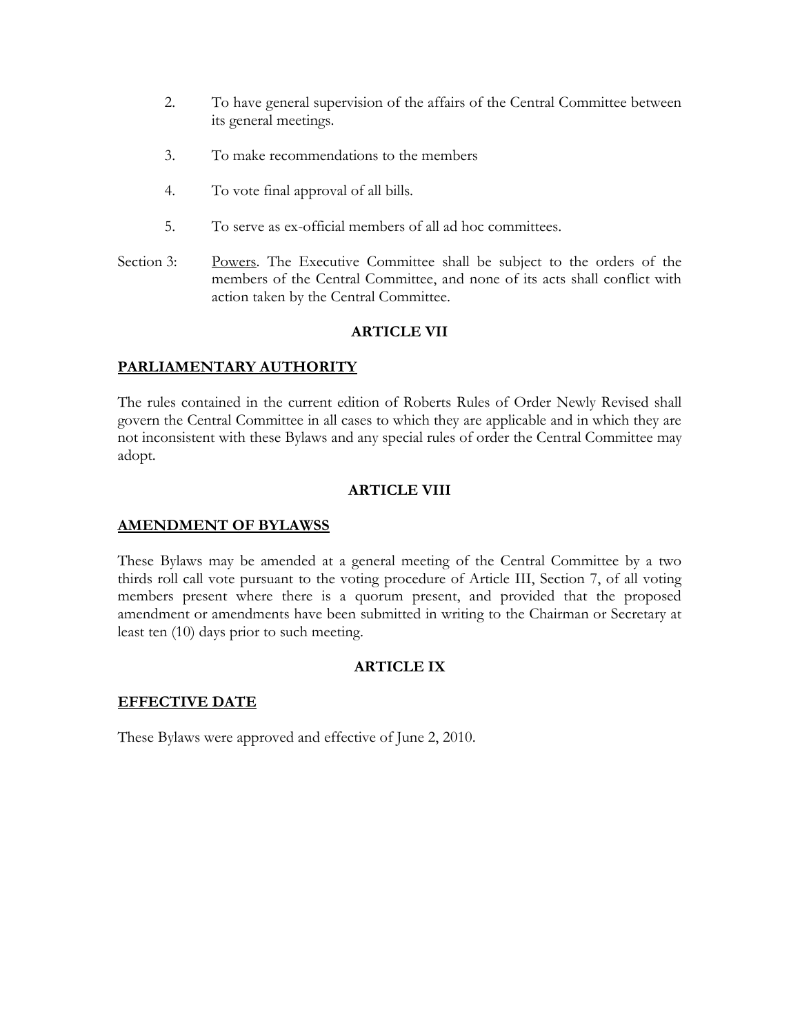2. To have general supervision of the affairs of the Central Committee between its general meetings.

3. To make recommendations to the members

4. To vote final approval of all bills.

5. To serve as ex-official members of all ad hoc committees.

Section 3: <u>Powers</u>. The Executive Committee shall be subject to the orders of the members of the Central Committee, and none of its acts shall conflict with action taken by the Central Committee.

## ARTICLE VII

### **PARLIAMENTARY AUTHORITY**

The rules contained in the current edition of Roberts Rules of Order Newly Revised shall govern the Central Committee in all cases to which they are applicable and in which they are not inconsistent with these Bylaws and any special rules of order the Central Committee may adopt.

## ARTICLE VIII

### **AMENDMENT OF BYLAWSS**

These Bylaws may be amended at a general meeting of the Central Committee by a two thirds roll call vote pursuant to the voting procedure of Article III, Section 7, of all voting members present where there is a quorum present, and provided that the proposed amendment or amendments have been submitted in writing to the Chairman or Secretary at least ten (10) days prior to such meeting.

## ARTICLE IX

### **EFFECTIVE DATE**

These Bylaws were approved and effective of June 2, 2010.